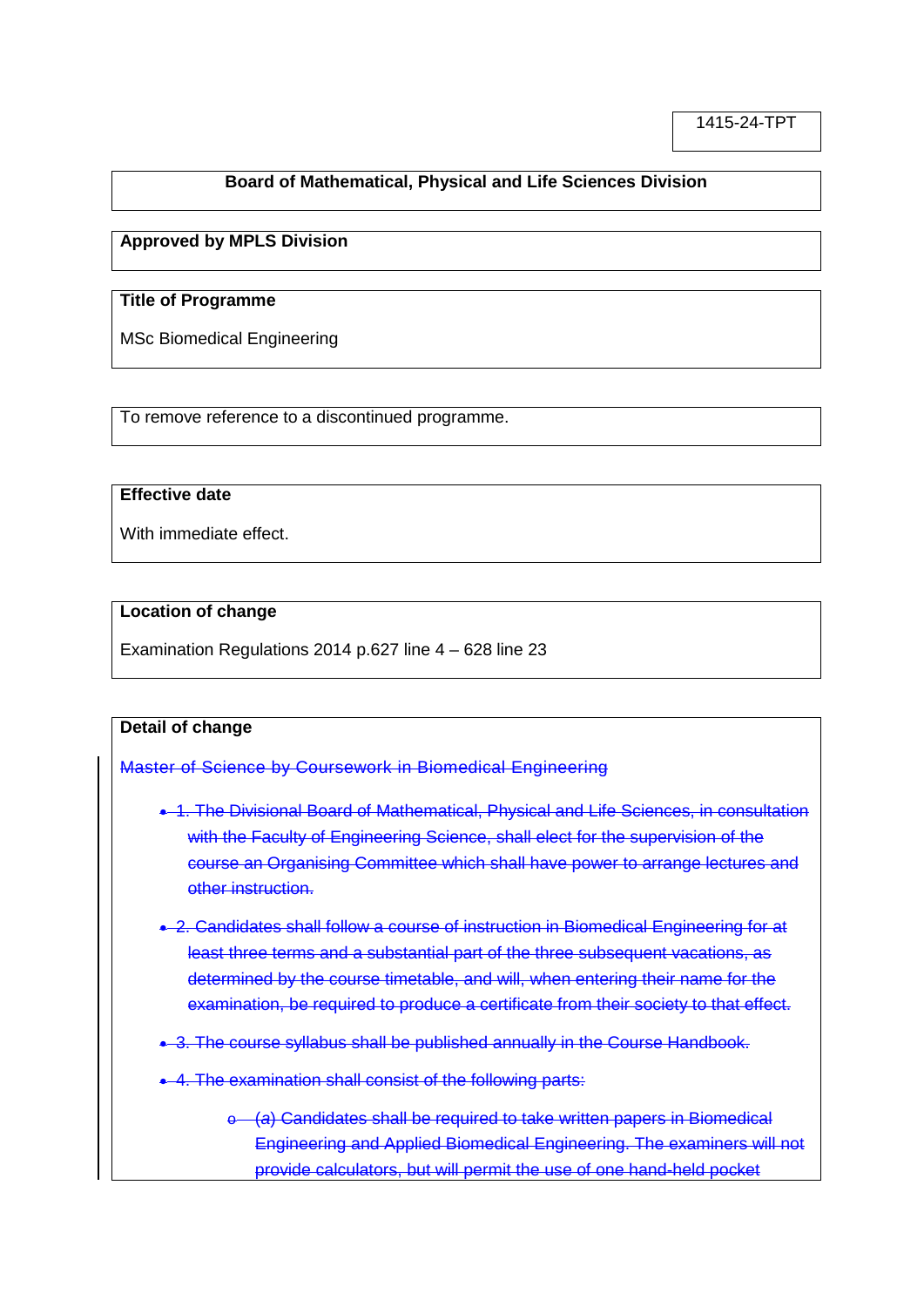1415-24-TPT

**Board of Mathematical, Physical and Life Sciences Division**

**Approved by MPLS Division**

**Title of Programme**

MSc Biomedical Engineering

To remove reference to a discontinued programme.

**Effective date**

With immediate effect.

**Location of change**

Examination Regulations 2014 p.627 line 4 – 628 line 23

**Detail of change**

~~Master of Science by Coursework in Biomedical Engineering~~

- ~~1. The Divisional Board of Mathematical, Physical and Life Sciences, in consultation with the Faculty of Engineering Science, shall elect for the supervision of the course an Organising Committee which shall have power to arrange lectures and other instruction.~~
- ~~2. Candidates shall follow a course of instruction in Biomedical Engineering for at least three terms and a substantial part of the three subsequent vacations, as determined by the course timetable, and will, when entering their name for the examination, be required to produce a certificate from their society to that effect.~~
- ~~3. The course syllabus shall be published annually in the Course Handbook.~~
- ~~4. The examination shall consist of the following parts:~~
    - ~~*(a)* Candidates shall be required to take written papers in Biomedical Engineering and Applied Biomedical Engineering. The examiners will not provide calculators, but will permit the use of one hand-held pocket~~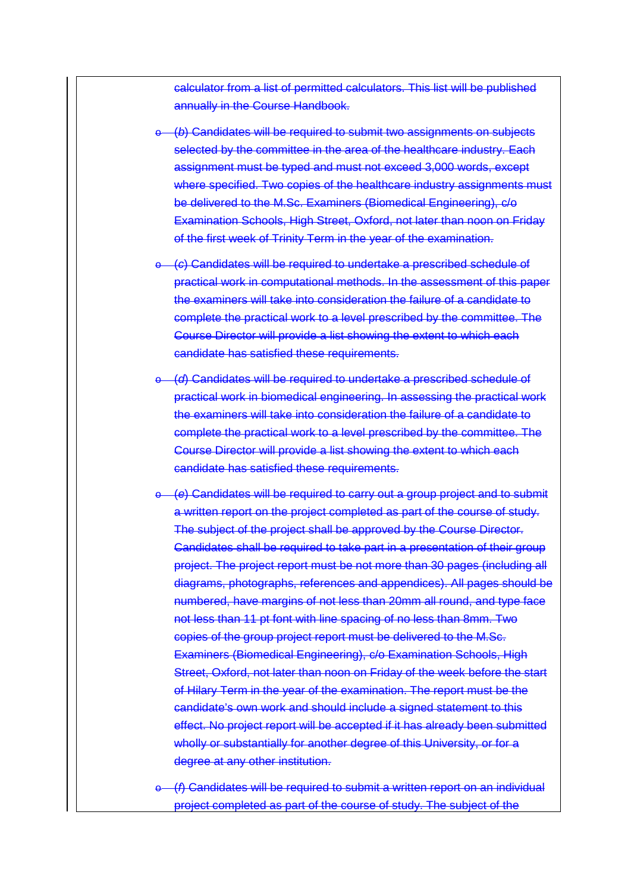~~calculator from a list of permitted calculators. This list will be published annually in the Course Handbook.~~

- ~~(*b*) Candidates will be required to submit two assignments on subjects selected by the committee in the area of the healthcare industry. Each assignment must be typed and must not exceed 3,000 words, except where specified. Two copies of the healthcare industry assignments must be delivered to the M.Sc. Examiners (Biomedical Engineering), c/o Examination Schools, High Street, Oxford, not later than noon on Friday of the first week of Trinity Term in the year of the examination.~~
- ~~(*c*) Candidates will be required to undertake a prescribed schedule of practical work in computational methods. In the assessment of this paper the examiners will take into consideration the failure of a candidate to complete the practical work to a level prescribed by the committee. The Course Director will provide a list showing the extent to which each candidate has satisfied these requirements.~~
- ~~(*d*) Candidates will be required to undertake a prescribed schedule of practical work in biomedical engineering. In assessing the practical work the examiners will take into consideration the failure of a candidate to complete the practical work to a level prescribed by the committee. The Course Director will provide a list showing the extent to which each candidate has satisfied these requirements.~~
- ~~(*e*) Candidates will be required to carry out a group project and to submit a written report on the project completed as part of the course of study. The subject of the project shall be approved by the Course Director. Candidates shall be required to take part in a presentation of their group project. The project report must be not more than 30 pages (including all diagrams, photographs, references and appendices). All pages should be numbered, have margins of not less than 20mm all round, and type face not less than 11 pt font with line spacing of no less than 8mm. Two copies of the group project report must be delivered to the M.Sc. Examiners (Biomedical Engineering), c/o Examination Schools, High Street, Oxford, not later than noon on Friday of the week before the start of Hilary Term in the year of the examination. The report must be the candidate's own work and should include a signed statement to this effect. No project report will be accepted if it has already been submitted wholly or substantially for another degree of this University, or for a degree at any other institution.~~
- ~~(*f*) Candidates will be required to submit a written report on an individual project completed as part of the course of study. The subject of the~~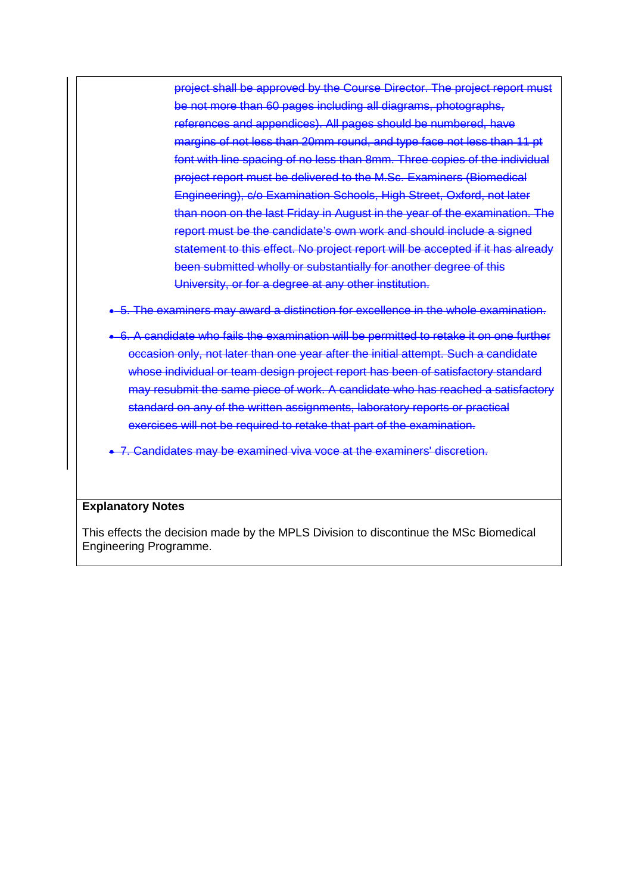~~project shall be approved by the Course Director. The project report must be not more than 60 pages including all diagrams, photographs, references and appendices). All pages should be numbered, have margins of not less than 20mm round, and type face not less than 11 pt font with line spacing of no less than 8mm. Three copies of the individual project report must be delivered to the M.Sc. Examiners (Biomedical Engineering), c/o Examination Schools, High Street, Oxford, not later than noon on the last Friday in August in the year of the examination. The report must be the candidate's own work and should include a signed statement to this effect. No project report will be accepted if it has already been submitted wholly or substantially for another degree of this University, or for a degree at any other institution.~~

- ~~5. The examiners may award a distinction for excellence in the whole examination.~~
- ~~6. A candidate who fails the examination will be permitted to retake it on one further occasion only, not later than one year after the initial attempt. Such a candidate whose individual or team design project report has been of satisfactory standard may resubmit the same piece of work. A candidate who has reached a satisfactory standard on any of the written assignments, laboratory reports or practical exercises will not be required to retake that part of the examination.~~
- ~~7. Candidates may be examined viva voce at the examiners' discretion.~~

**Explanatory Notes**

This effects the decision made by the MPLS Division to discontinue the MSc Biomedical Engineering Programme.